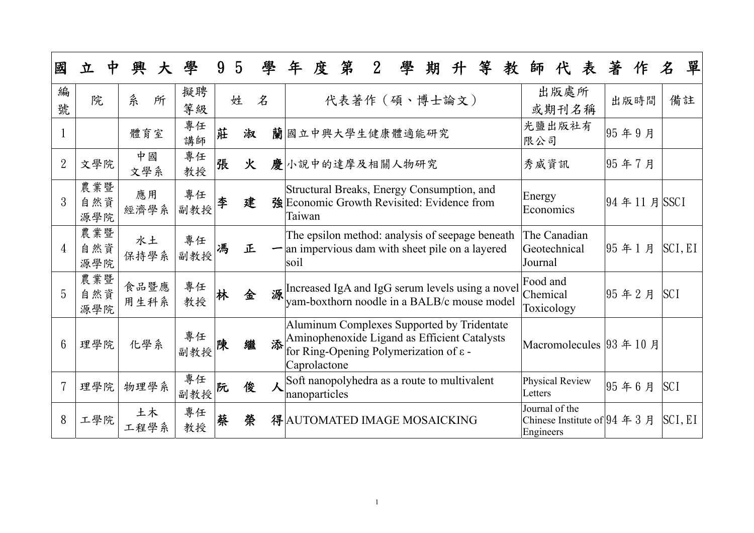# 國立中興大學 95 學年度第 2 學期升等教師代表著作名單

| 編號 | 院 | 系所 | 擬聘等級 | 姓名 | 代表著作（碩、博士論文） | 出版處所或期刊名稱 | 出版時間 | 備註 |
|---|---|---|---|---|---|---|---|---|
| 1 | | 體育室 | 專任講師 | 莊淑蘭 | 國立中興大學生健康體適能研究 | 光鹽出版社有限公司 | 95 年 9 月 | |
| 2 | 文學院 | 中國文學系 | 專任教授 | 張火慶 | 小說中的達摩及相關人物研究 | 秀威資訊 | 95 年 7 月 | |
| 3 | 農業暨自然資源學院 | 應用經濟學系 | 專任副教授 | 李建強 | Structural Breaks, Energy Consumption, and Economic Growth Revisited: Evidence from Taiwan | Energy Economics | 94 年 11 月 | SSCI |
| 4 | 農業暨自然資源學院 | 水土保持學系 | 專任副教授 | 馮正一 | The epsilon method: analysis of seepage beneath an impervious dam with sheet pile on a layered soil | The Canadian Geotechnical Journal | 95 年 1 月 | SCI, EI |
| 5 | 農業暨自然資源學院 | 食品暨應用生科系 | 專任教授 | 林金源 | Increased IgA and IgG serum levels using a novel yam-boxthorn noodle in a BALB/c mouse model | Food and Chemical Toxicology | 95 年 2 月 | SCI |
| 6 | 理學院 | 化學系 | 專任副教授 | 陳繼添 | Aluminum Complexes Supported by Tridentate Aminophenoxide Ligand as Efficient Catalysts for Ring-Opening Polymerization of ε - Caprolactone | Macromolecules | 93 年 10 月 | |
| 7 | 理學院 | 物理學系 | 專任副教授 | 阮俊人 | Soft nanopolyhedra as a route to multivalent nanoparticles | Physical Review Letters | 95 年 6 月 | SCI |
| 8 | 工學院 | 土木工程學系 | 專任教授 | 蔡榮得 | AUTOMATED IMAGE MOSAICKING | Journal of the Chinese Institute of Engineers | 94 年 3 月 | SCI, EI |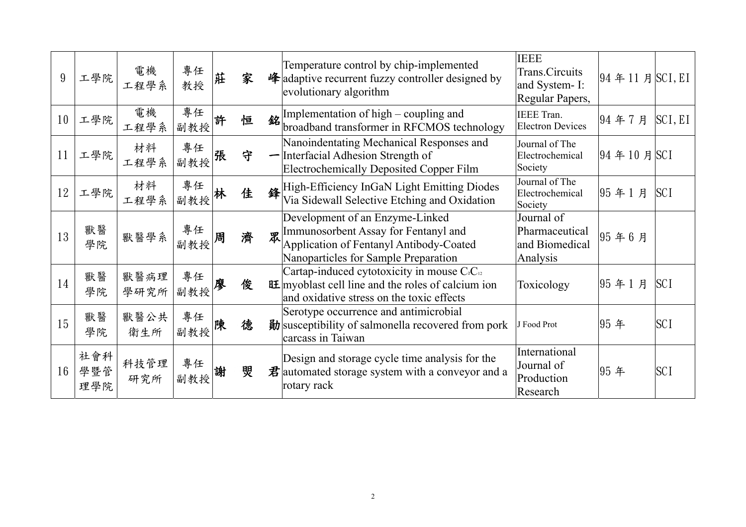| | | | | | | | | |
|---|---|---|---|---|---|---|---|---|
| 9 | 工學院 | 電機工程學系 | 專任教授 | 莊 家 峰 | Temperature control by chip-implemented adaptive recurrent fuzzy controller designed by evolutionary algorithm | IEEE Trans.Circuits and System- I: Regular Papers, | 94 年 11 月 | SCI, EI |
| 10 | 工學院 | 電機工程學系 | 專任副教授 | 許 恒 銘 | Implementation of high – coupling and broadband transformer in RFCMOS technology | IEEE Tran. Electron Devices | 94 年 7 月 | SCI, EI |
| 11 | 工學院 | 材料工程學系 | 專任副教授 | 張 守 一 | Nanoindentating Mechanical Responses and Interfacial Adhesion Strength of Electrochemically Deposited Copper Film | Journal of The Electrochemical Society | 94 年 10 月 | SCI |
| 12 | 工學院 | 材料工程學系 | 專任副教授 | 林 佳 鋒 | High-Efficiency InGaN Light Emitting Diodes Via Sidewall Selective Etching and Oxidation | Journal of The Electrochemical Society | 95 年 1 月 | SCI |
| 13 | 獸醫學院 | 獸醫學系 | 專任副教授 | 周 濟 眾 | Development of an Enzyme-Linked Immunosorbent Assay for Fentanyl and Application of Fentanyl Antibody-Coated Nanoparticles for Sample Preparation | Journal of Pharmaceutical and Biomedical Analysis | 95 年 6 月 | |
| 14 | 獸醫學院 | 獸醫病理學研究所 | 專任副教授 | 廖 俊 旺 | Cartap-induced cytotoxicity in mouse $C_2C_{12}$ myoblast cell line and the roles of calcium ion and oxidative stress on the toxic effects | Toxicology | 95 年 1 月 | SCI |
| 15 | 獸醫學院 | 獸醫公共衛生所 | 專任副教授 | 陳 德 勛 | Serotype occurrence and antimicrobial susceptibility of salmonella recovered from pork carcass in Taiwan | J Food Prot | 95 年 | SCI |
| 16 | 社會科學暨管理學院 | 科技管理研究所 | 專任副教授 | 謝 ඄ 君 | Design and storage cycle time analysis for the automated storage system with a conveyor and a rotary rack | International Journal of Production Research | 95 年 | SCI |